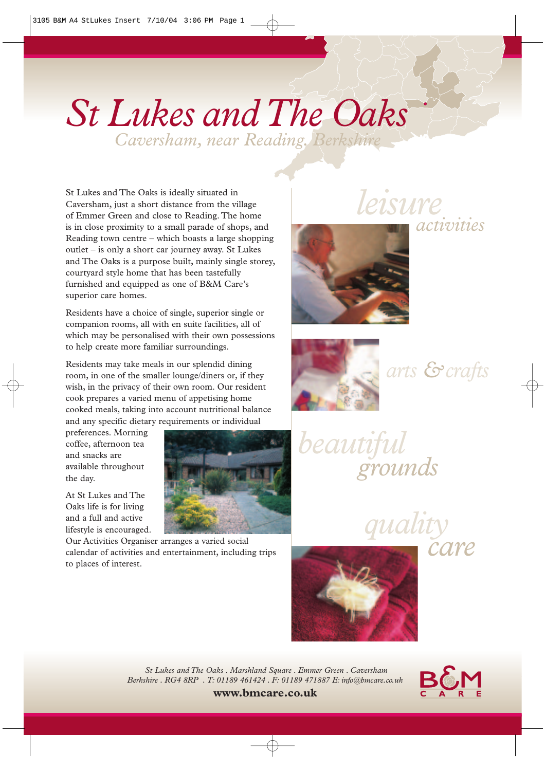# *St Lukes and The Oaks*

## *Caversham, near Reading, Berkshire*

St Lukes and The Oaks is ideally situated in Caversham, just a short distance from the village of Emmer Green and close to Reading. The home is in close proximity to a small parade of shops, and Reading town centre – which boasts a large shopping outlet – is only a short car journey away. St Lukes and The Oaks is a purpose built, mainly single storey, courtyard style home that has been tastefully furnished and equipped as one of B&M Care's superior care homes.

Residents have a choice of single, superior single or companion rooms, all with en suite facilities, all of which may be personalised with their own possessions to help create more familiar surroundings.

Residents may take meals in our splendid dining room, in one of the smaller lounge/diners or, if they wish, in the privacy of their own room. Our resident cook prepares a varied menu of appetising home cooked meals, taking into account nutritional balance and any specific dietary requirements or individual preferences. Morning coffee, afternoon tea and snacks are available throughout the day.

At St Lukes and The Oaks life is for living and a full and active lifestyle is encouraged. Our Activities Organiser arranges a varied social calendar of activities and entertainment, including trips to places of interest.

*leisure activities*

*arts & crafts*

*beautiful grounds*

*quality care*

*St Lukes and The Oaks . Marshland Square . Emmer Green . Caversham Berkshire . RG4 8RP . T: 01189 461424 . F: 01189 471887 E: info@bmcare.co.uk*

**www.bmcare.co.uk**

B&M CARE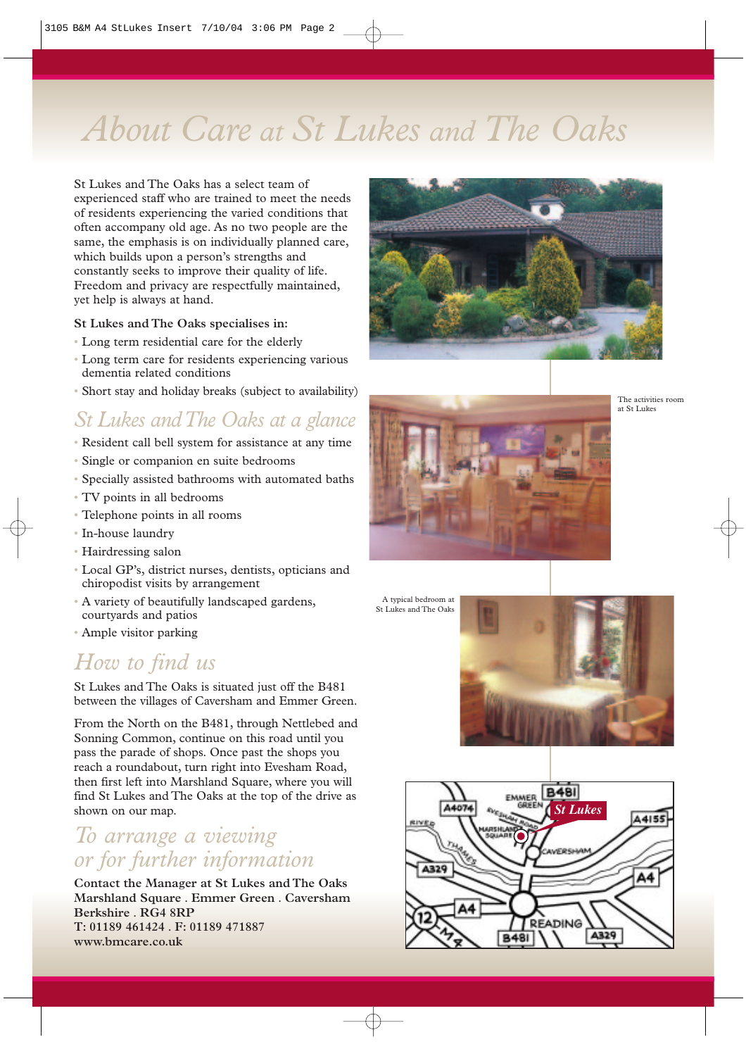# About Care at St Lukes and The Oaks

St Lukes and The Oaks has a select team of experienced staff who are trained to meet the needs of residents experiencing the varied conditions that often accompany old age. As no two people are the same, the emphasis is on individually planned care, which builds upon a person's strengths and constantly seeks to improve their quality of life. Freedom and privacy are respectfully maintained, yet help is always at hand.

**St Lukes and The Oaks specialises in:**

- Long term residential care for the elderly
- Long term care for residents experiencing various dementia related conditions
- Short stay and holiday breaks (subject to availability)

## St Lukes and The Oaks at a glance

- Resident call bell system for assistance at any time
- Single or companion en suite bedrooms
- Specially assisted bathrooms with automated baths
- TV points in all bedrooms
- Telephone points in all rooms
- In-house laundry
- Hairdressing salon
- Local GP's, district nurses, dentists, opticians and chiropodist visits by arrangement
- A variety of beautifully landscaped gardens, courtyards and patios
- Ample visitor parking

## How to find us

St Lukes and The Oaks is situated just off the B481 between the villages of Caversham and Emmer Green.

From the North on the B481, through Nettlebed and Sonning Common, continue on this road until you pass the parade of shops. Once past the shops you reach a roundabout, turn right into Evesham Road, then first left into Marshland Square, where you will find St Lukes and The Oaks at the top of the drive as shown on our map.

## To arrange a viewing or for further information

**Contact the Manager at St Lukes and The Oaks**
**Marshland Square . Emmer Green . Caversham**
**Berkshire . RG4 8RP**
**T: 01189 461424 . F: 01189 471887**
**www.bmcare.co.uk**

The activities room at St Lukes

A typical bedroom at St Lukes and The Oaks

EMMER GREEN
B481
St Lukes
A4074
EVESHAM ROAD
MARSHLAND SQUARE
A4155
RIVER THAMES
CAVERSHAM
A329
A4
A4
12
M4
READING
B481
A329